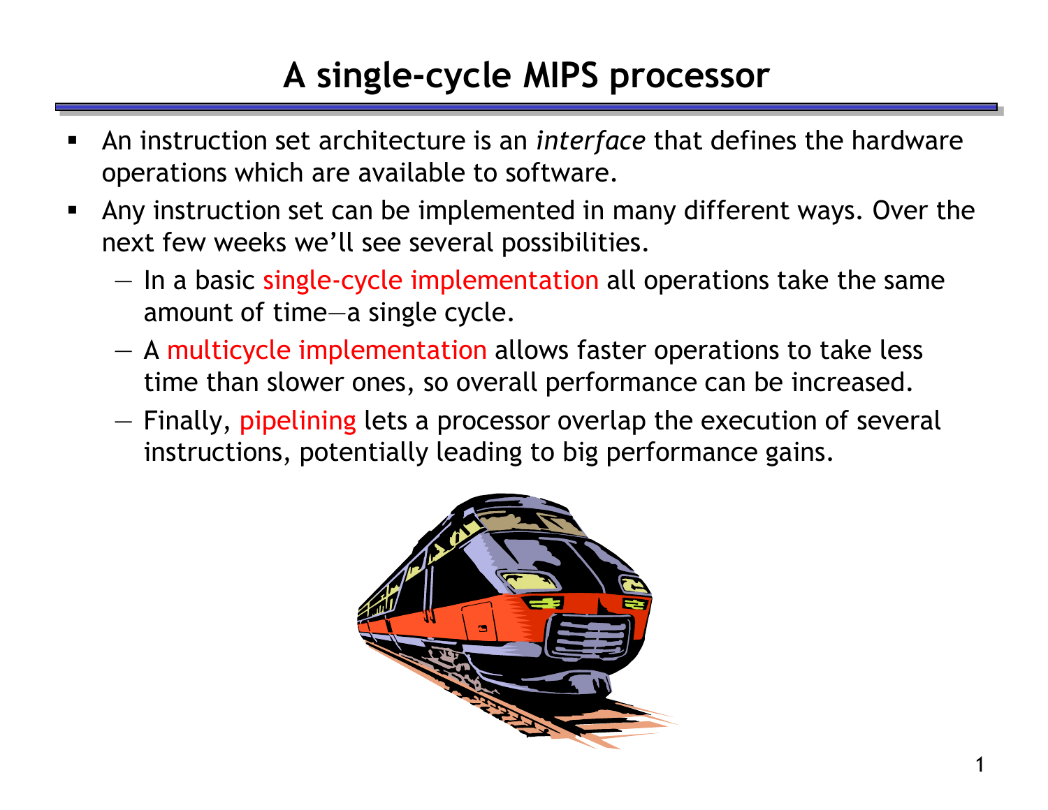# A single-cycle MIPS processor

- An instruction set architecture is an *interface* that defines the hardware operations which are available to software.
- Any instruction set can be implemented in many different ways. Over the next few weeks we'll see several possibilities.
  - In a basic single-cycle implementation all operations take the same amount of time—a single cycle.
  - A multicycle implementation allows faster operations to take less time than slower ones, so overall performance can be increased.
  - Finally, pipelining lets a processor overlap the execution of several instructions, potentially leading to big performance gains.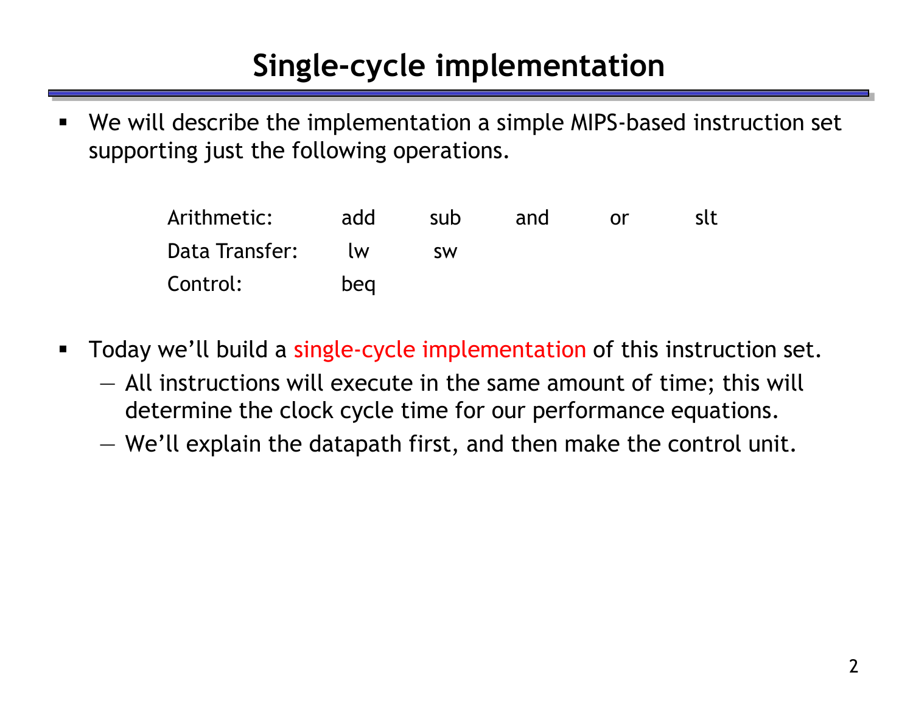# Single-cycle implementation

- We will describe the implementation a simple MIPS-based instruction set supporting just the following operations.

| | | | | | |
|---|---|---|---|---|---|
| Arithmetic: | add | sub | and | or | slt |
| Data Transfer: | lw | sw | | | |
| Control: | beq | | | | |

- Today we'll build a single-cycle implementation of this instruction set.
  - All instructions will execute in the same amount of time; this will determine the clock cycle time for our performance equations.
  - We'll explain the datapath first, and then make the control unit.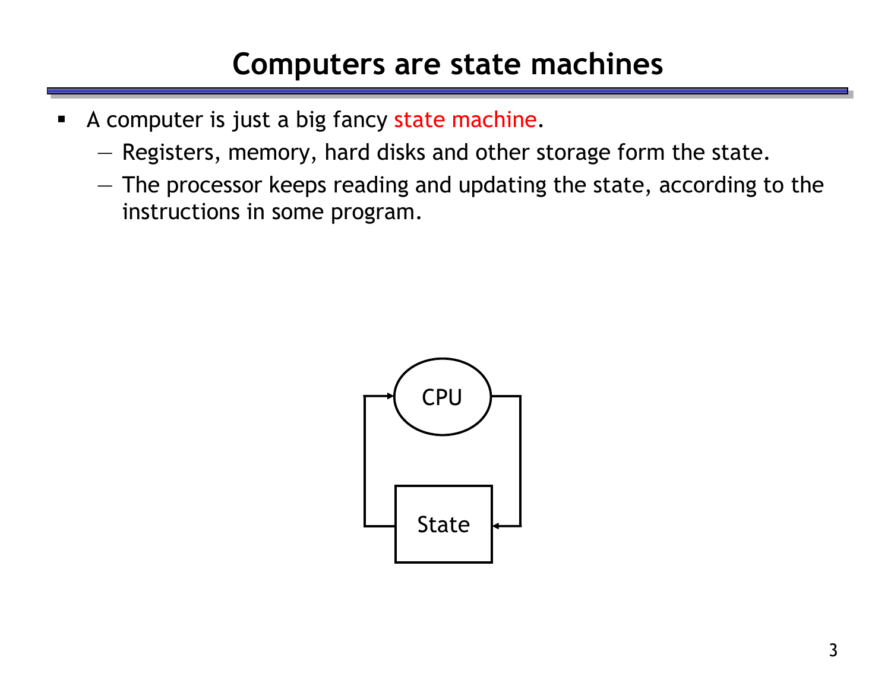# Computers are state machines

- A computer is just a big fancy state machine.
  - Registers, memory, hard disks and other storage form the state.
  - The processor keeps reading and updating the state, according to the instructions in some program.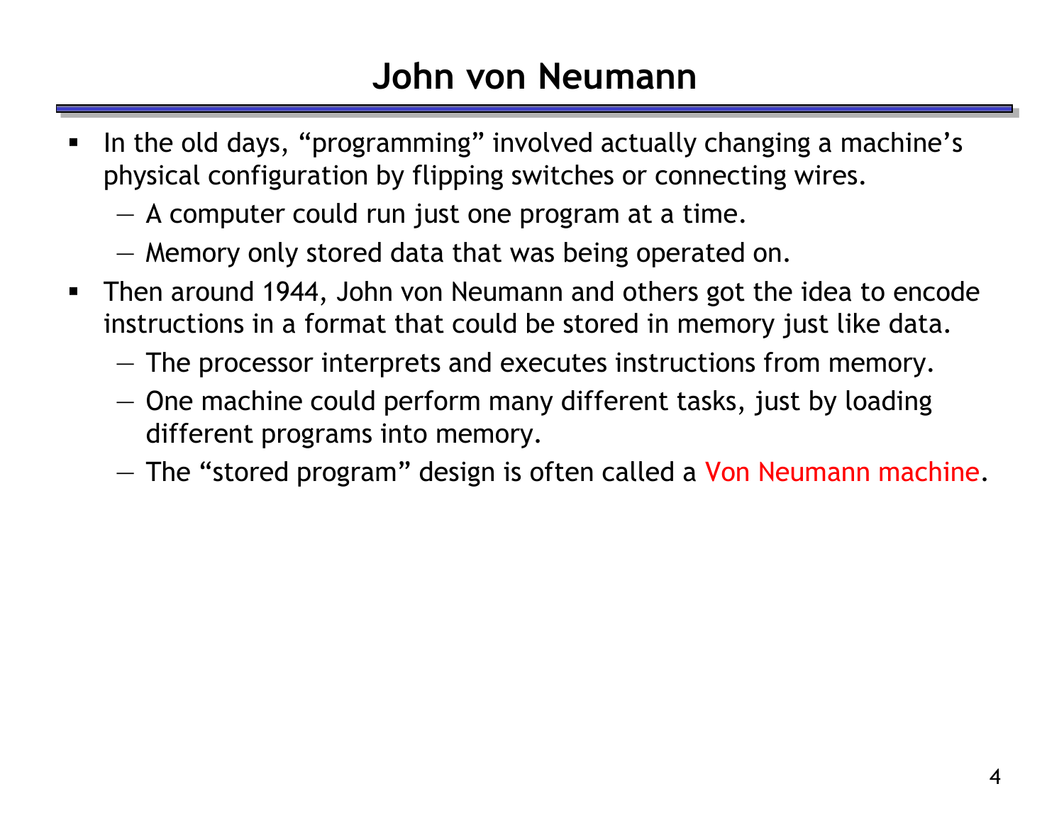# John von Neumann

- In the old days, “programming” involved actually changing a machine’s physical configuration by flipping switches or connecting wires.
  - A computer could run just one program at a time.
  - Memory only stored data that was being operated on.
- Then around 1944, John von Neumann and others got the idea to encode instructions in a format that could be stored in memory just like data.
  - The processor interprets and executes instructions from memory.
  - One machine could perform many different tasks, just by loading different programs into memory.
  - The “stored program” design is often called a Von Neumann machine.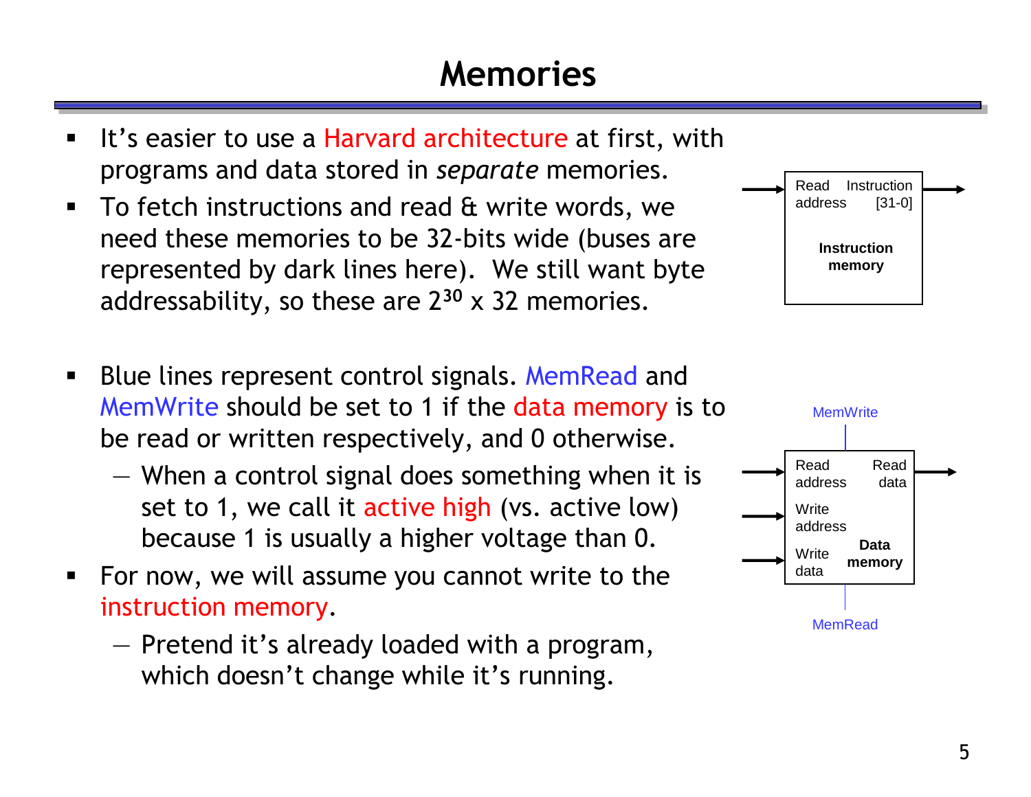# Memories

- It's easier to use a Harvard architecture at first, with programs and data stored in *separate* memories.
- To fetch instructions and read & write words, we need these memories to be 32-bits wide (buses are represented by dark lines here). We still want byte addressability, so these are $2^{30}$ x 32 memories.

- Blue lines represent control signals. MemRead and MemWrite should be set to 1 if the data memory is to be read or written respectively, and 0 otherwise.
  - When a control signal does something when it is set to 1, we call it active high (vs. active low) because 1 is usually a higher voltage than 0.
- For now, we will assume you cannot write to the instruction memory.
  - Pretend it's already loaded with a program, which doesn't change while it's running.

Read address | Instruction [31-0] | **Instruction memory**

MemWrite | Read address | Read data | Write address | Write data | **Data memory** | MemRead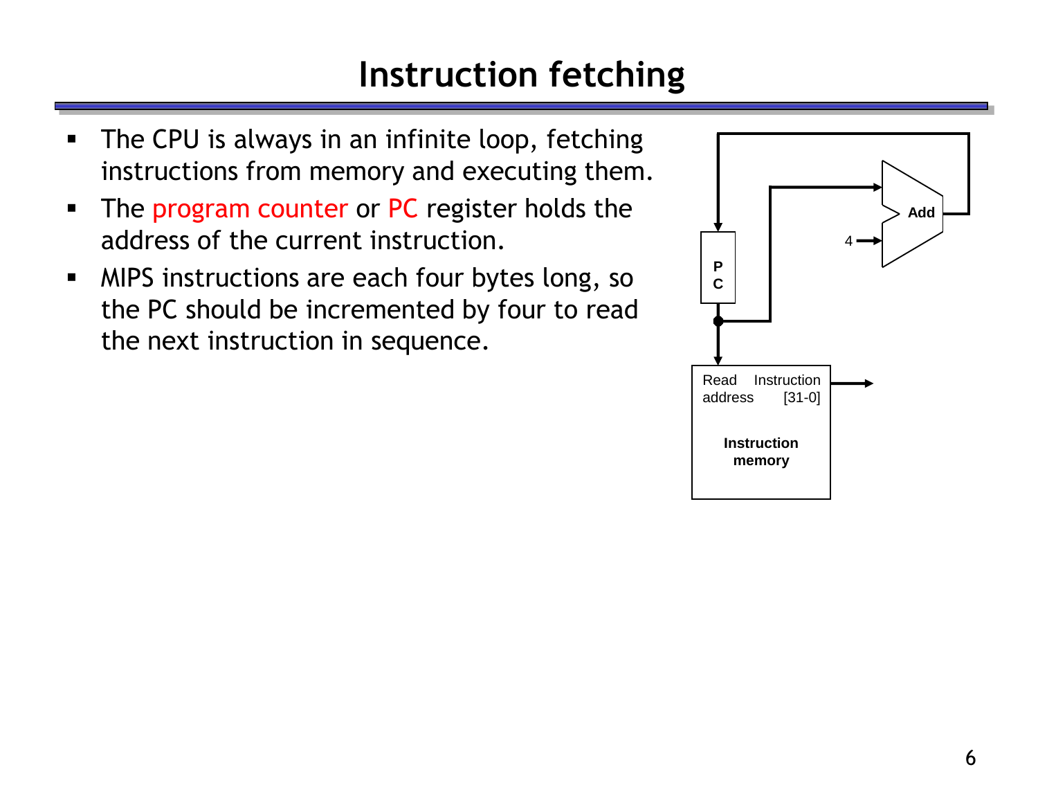# Instruction fetching

- The CPU is always in an infinite loop, fetching instructions from memory and executing them.
- The program counter or PC register holds the address of the current instruction.
- MIPS instructions are each four bytes long, so the PC should be incremented by four to read the next instruction in sequence.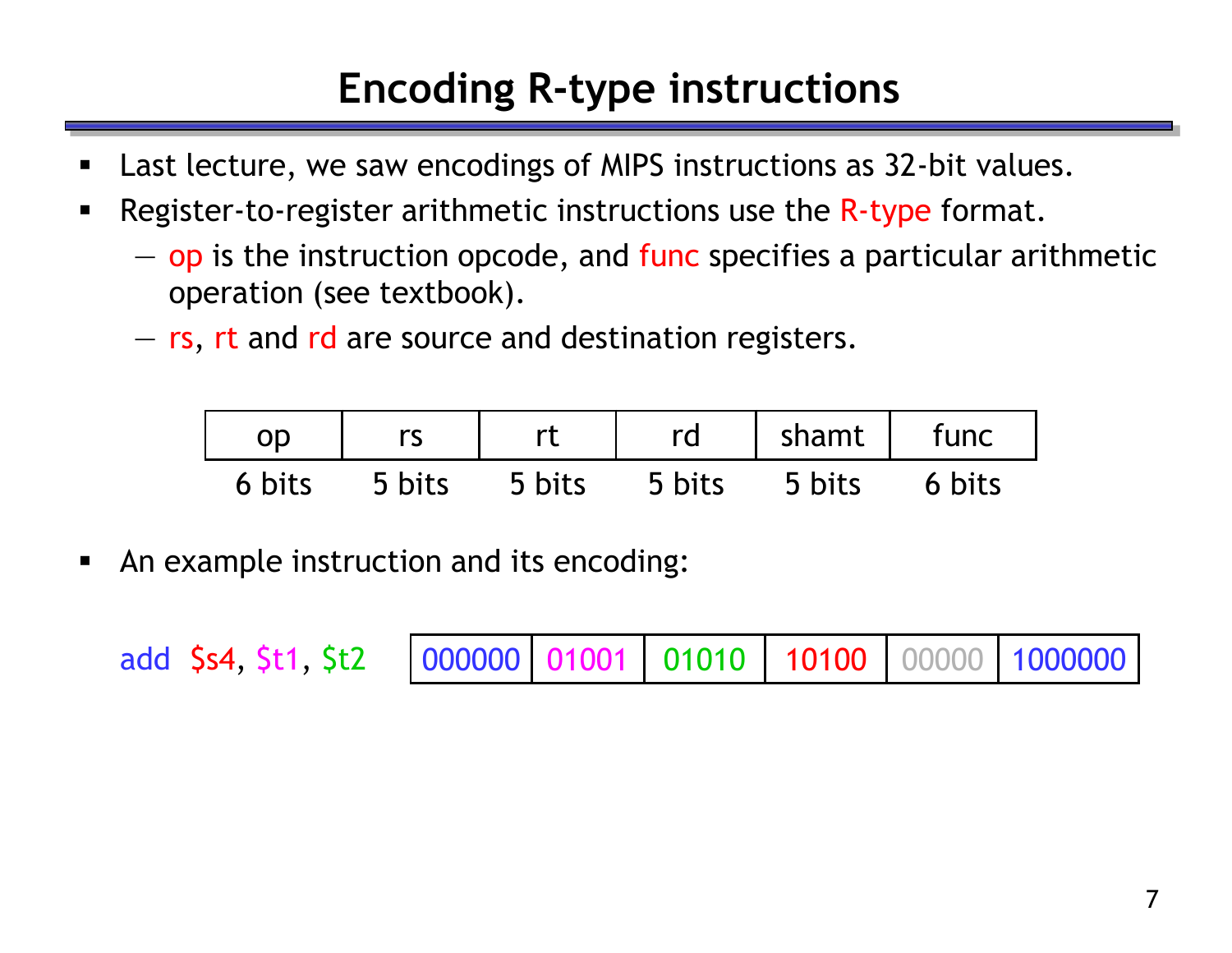# Encoding R-type instructions

- Last lecture, we saw encodings of MIPS instructions as 32-bit values.
- Register-to-register arithmetic instructions use the R-type format.
  - op is the instruction opcode, and func specifies a particular arithmetic operation (see textbook).
  - rs, rt and rd are source and destination registers.

| op | rs | rt | rd | shamt | func |
|---|---|---|---|---|---|
| 6 bits | 5 bits | 5 bits | 5 bits | 5 bits | 6 bits |

- An example instruction and its encoding:

add $s4, $t1, $t2

| 000000 | 01001 | 01010 | 10100 | 00000 | 1000000 |
|---|---|---|---|---|---|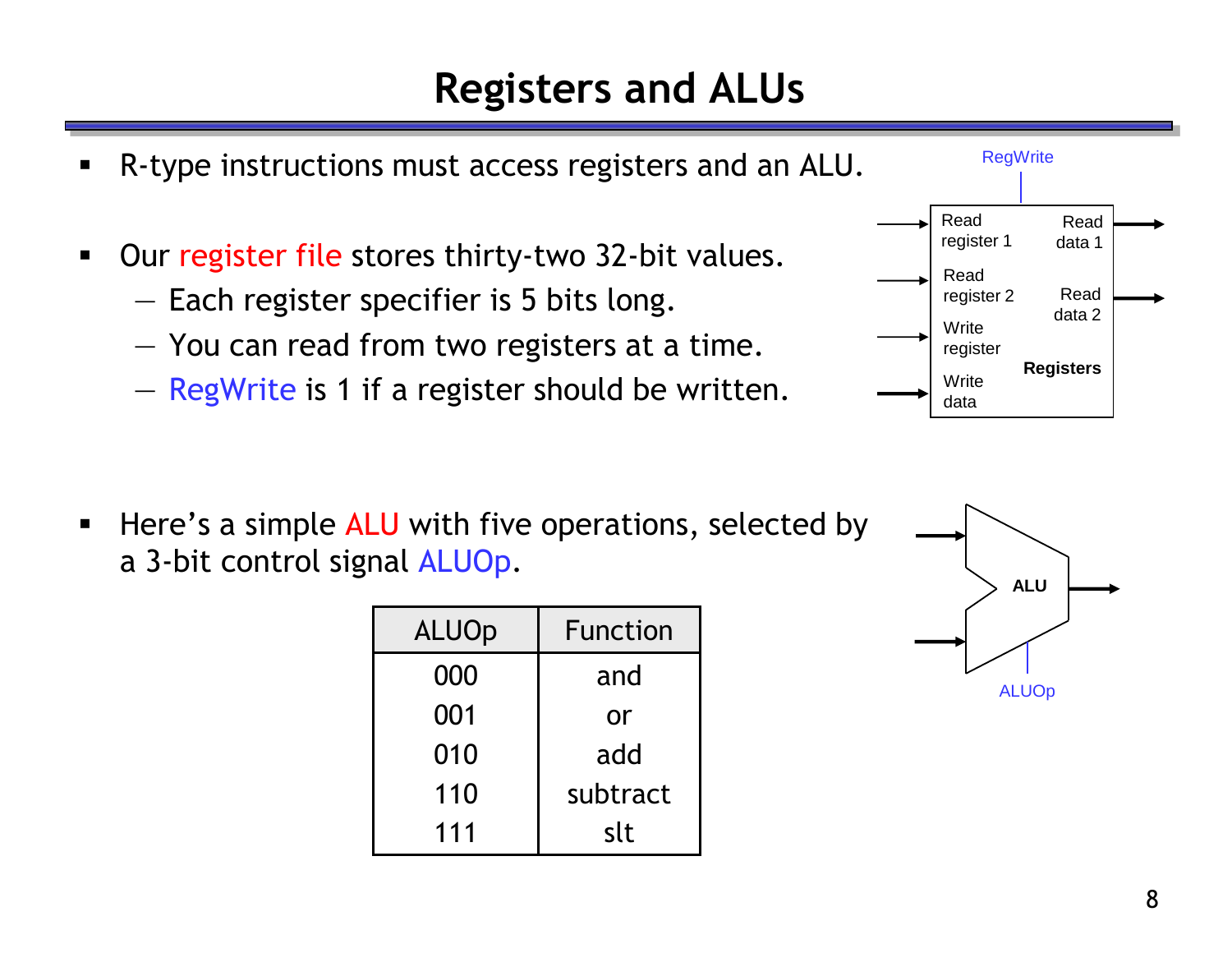# Registers and ALUs

- R-type instructions must access registers and an ALU.

- Our register file stores thirty-two 32-bit values.
  - Each register specifier is 5 bits long.
  - You can read from two registers at a time.
  - RegWrite is 1 if a register should be written.

RegWrite

Read register 1 | Read data 1
Read register 2 | Read data 2
Write register
Write data
Registers

- Here's a simple ALU with five operations, selected by a 3-bit control signal ALUOp.

| ALUOp | Function |
|---|---|
| 000 | and |
| 001 | or |
| 010 | add |
| 110 | subtract |
| 111 | slt |

ALU

ALUOp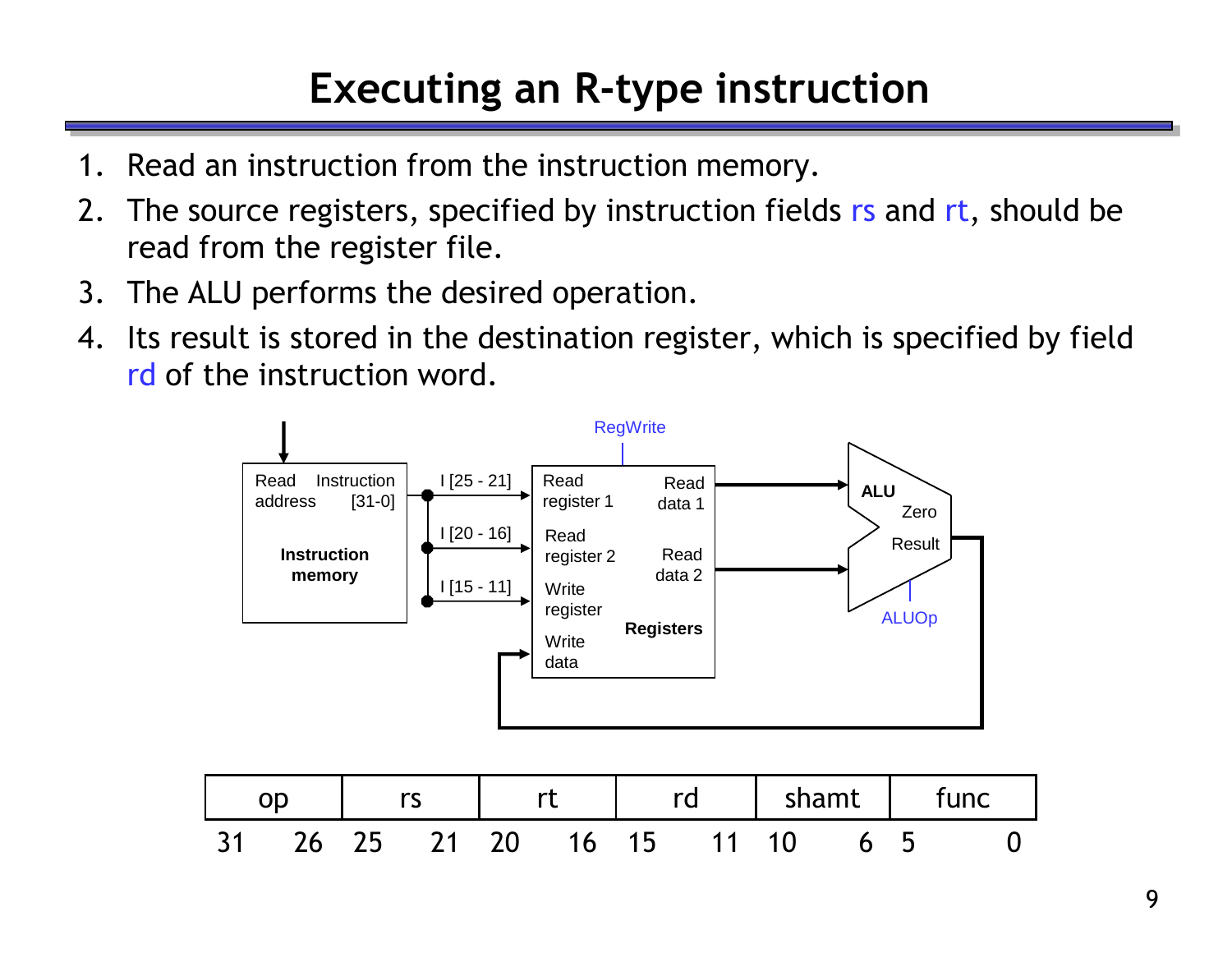# Executing an R-type instruction

1. Read an instruction from the instruction memory.
2. The source registers, specified by instruction fields rs and rt, should be read from the register file.
3. The ALU performs the desired operation.
4. Its result is stored in the destination register, which is specified by field rd of the instruction word.

| op | rs | rt | rd | shamt | func |
|---|---|---|---|---|---|
| 31 26 | 25 21 | 20 16 | 15 11 | 10 6 | 5 0 |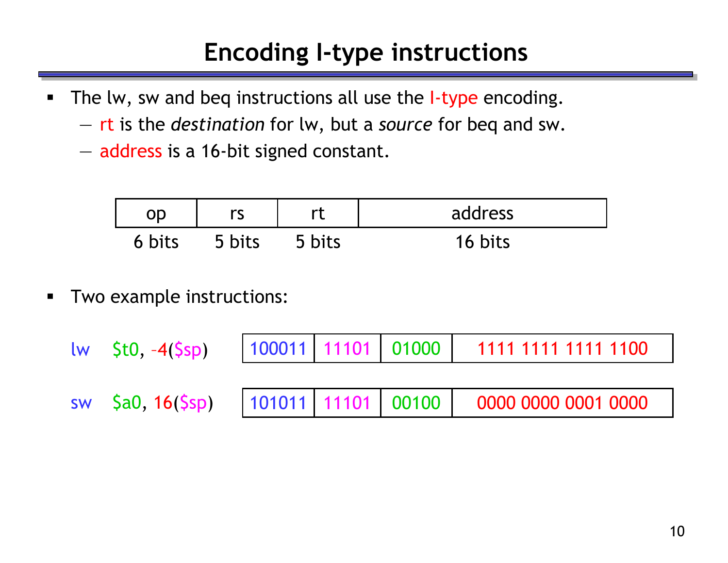# Encoding I-type instructions

- The lw, sw and beq instructions all use the I-type encoding.
  - rt is the *destination* for lw, but a *source* for beq and sw.
  - address is a 16-bit signed constant.

| op | rs | rt | address |
|---|---|---|---|
| 6 bits | 5 bits | 5 bits | 16 bits |

- Two example instructions:

| Instruction | op | rs | rt | address |
|---|---|---|---|---|
| lw $t0, –4($sp) | 100011 | 11101 | 01000 | 1111 1111 1111 1100 |
| sw $a0, 16($sp) | 101011 | 11101 | 00100 | 0000 0000 0001 0000 |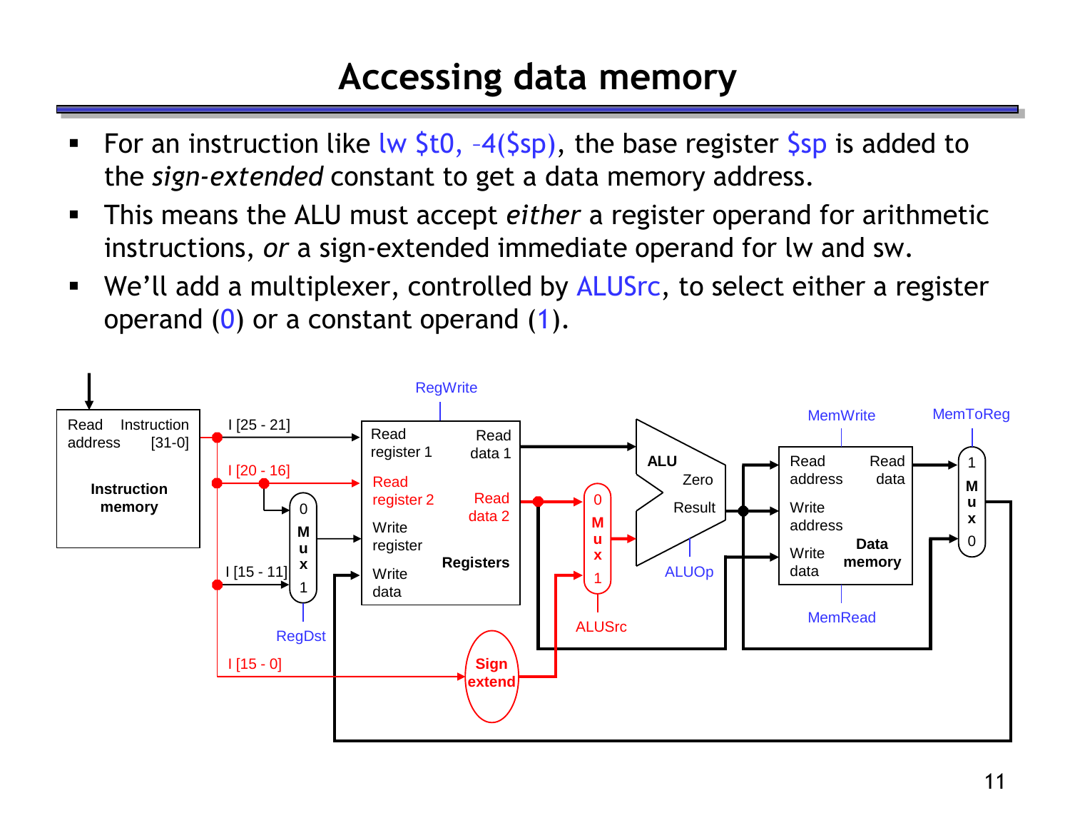# Accessing data memory

- For an instruction like lw $t0, –4($sp), the base register $sp is added to the *sign-extended* constant to get a data memory address.
- This means the ALU must accept *either* a register operand for arithmetic instructions, *or* a sign-extended immediate operand for lw and sw.
- We'll add a multiplexer, controlled by ALUSrc, to select either a register operand (0) or a constant operand (1).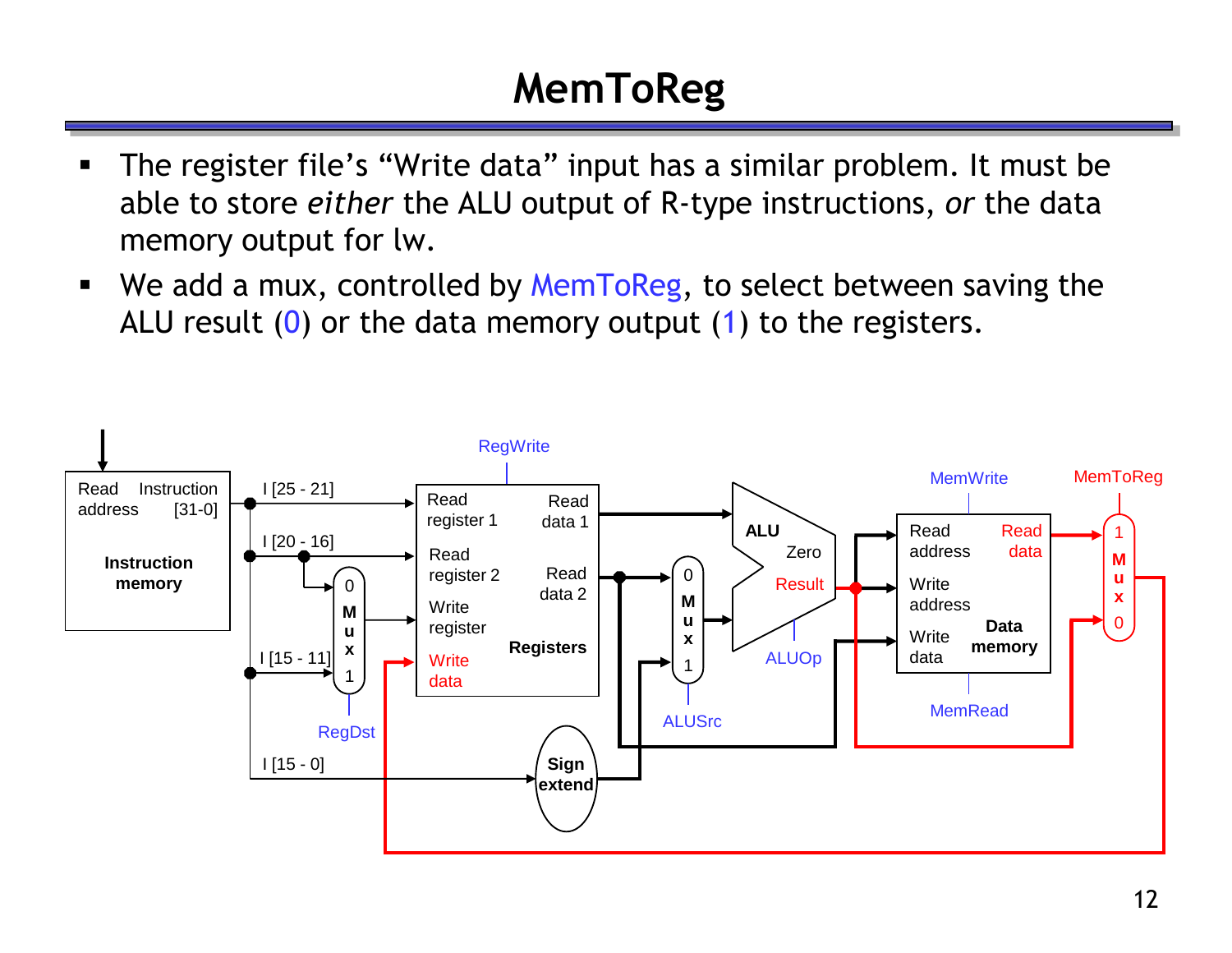# MemToReg

- The register file's "Write data" input has a similar problem. It must be able to store *either* the ALU output of R-type instructions, *or* the data memory output for lw.
- We add a mux, controlled by MemToReg, to select between saving the ALU result (0) or the data memory output (1) to the registers.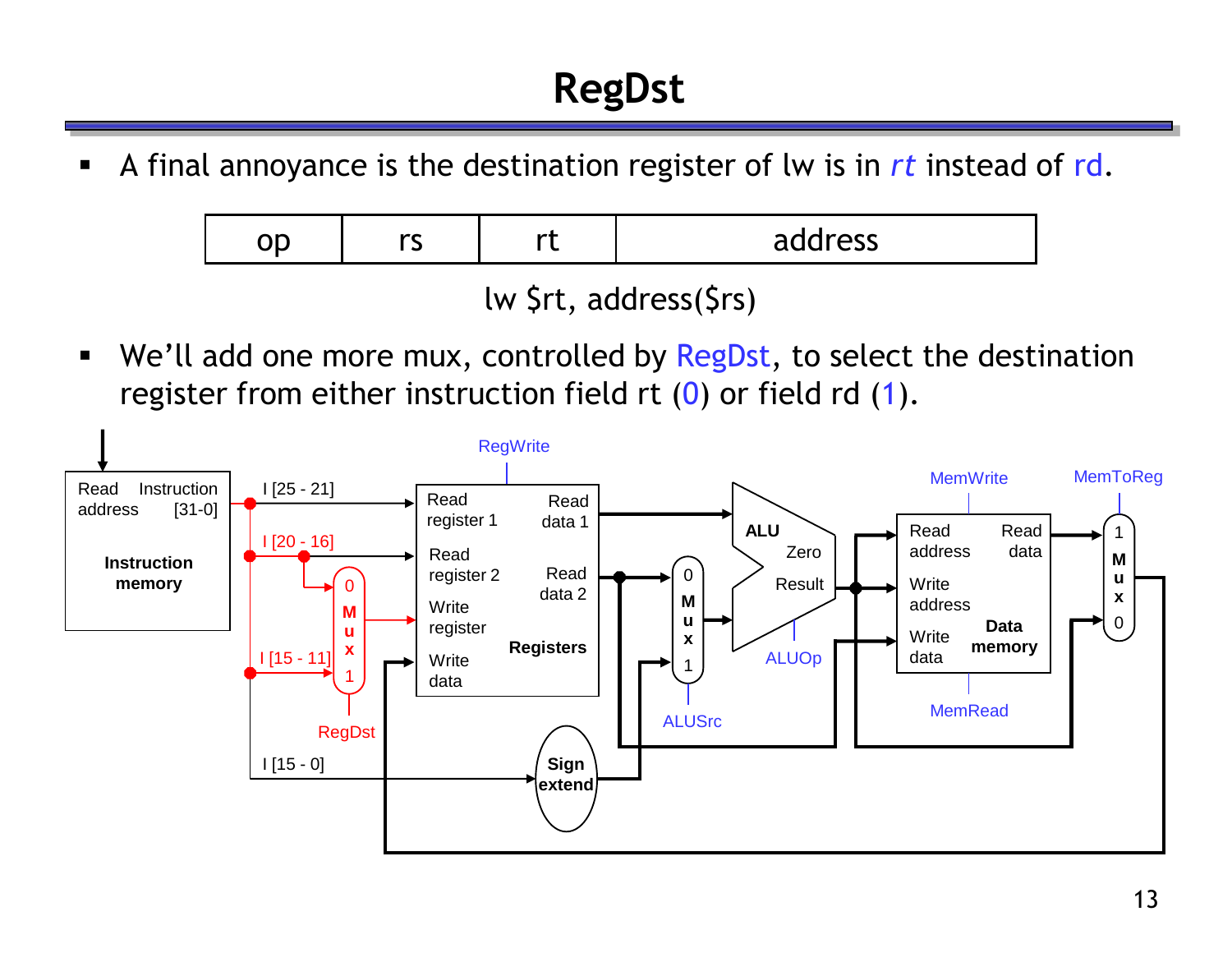# RegDst

- A final annoyance is the destination register of lw is in *rt* instead of rd.

| op | rs | rt | address |
|---|---|---|---|

lw $rt, address($rs)

- We'll add one more mux, controlled by RegDst, to select the destination register from either instruction field rt (0) or field rd (1).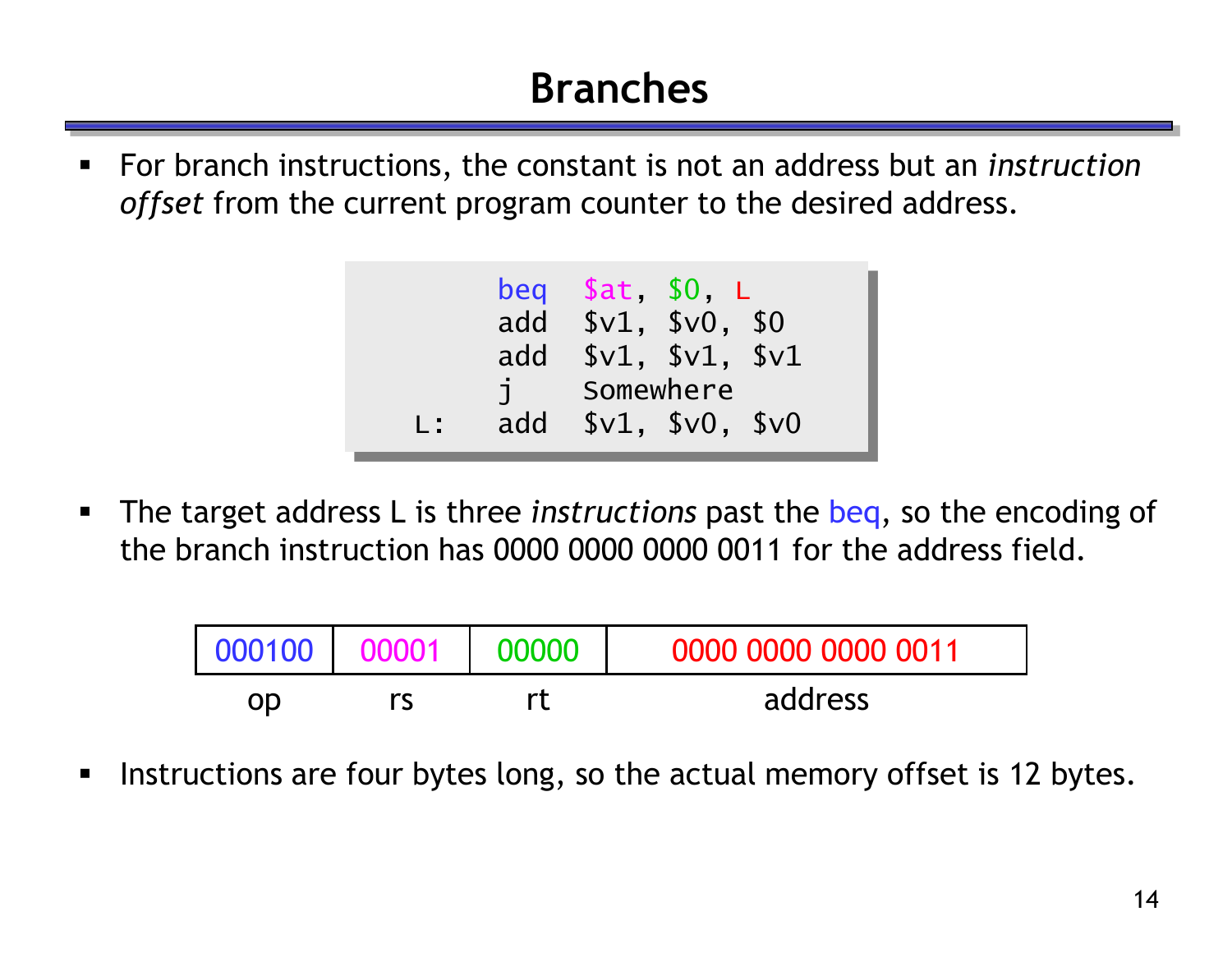# Branches

- For branch instructions, the constant is not an address but an *instruction offset* from the current program counter to the desired address.

```
      beq   $at, $0, L
      add   $v1, $v0, $0
      add   $v1, $v1, $v1
      j     Somewhere
L:    add   $v1, $v0, $v0
```

- The target address L is three *instructions* past the beq, so the encoding of the branch instruction has 0000 0000 0000 0011 for the address field.

| 000100 | 00001 | 00000 | 0000 0000 0000 0011 |
|---|---|---|---|
| op | rs | rt | address |

- Instructions are four bytes long, so the actual memory offset is 12 bytes.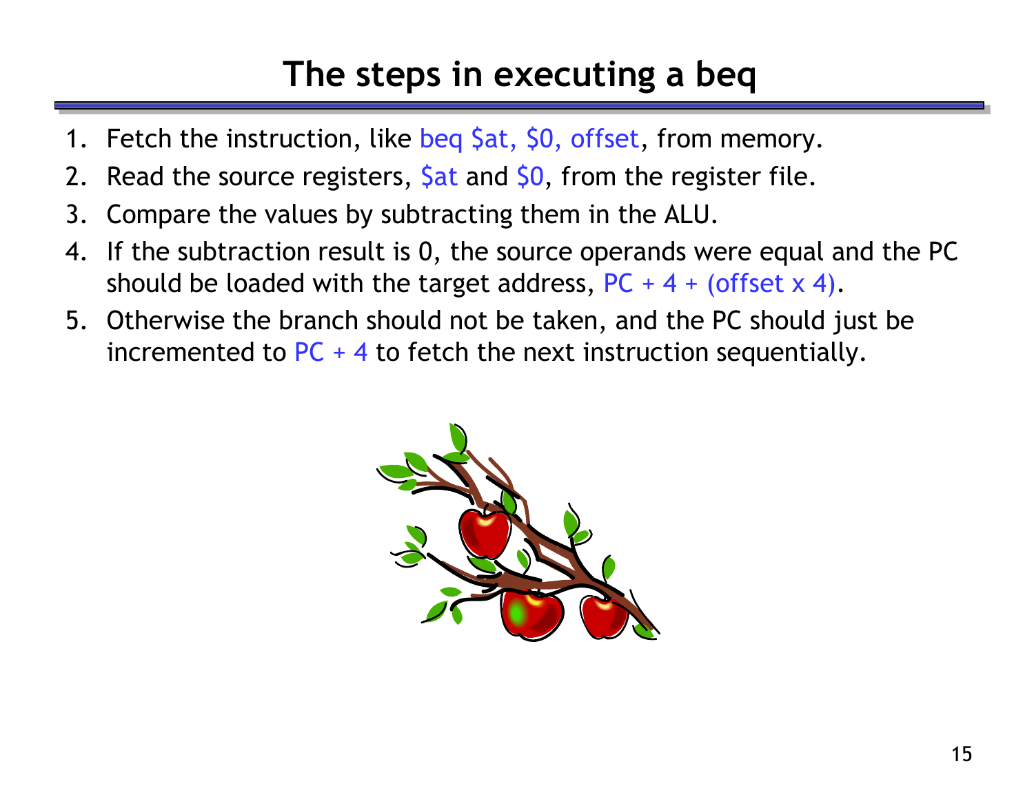# The steps in executing a beq

1. Fetch the instruction, like beq $at, $0, offset, from memory.
2. Read the source registers, $at and $0, from the register file.
3. Compare the values by subtracting them in the ALU.
4. If the subtraction result is 0, the source operands were equal and the PC should be loaded with the target address, PC + 4 + (offset x 4).
5. Otherwise the branch should not be taken, and the PC should just be incremented to PC + 4 to fetch the next instruction sequentially.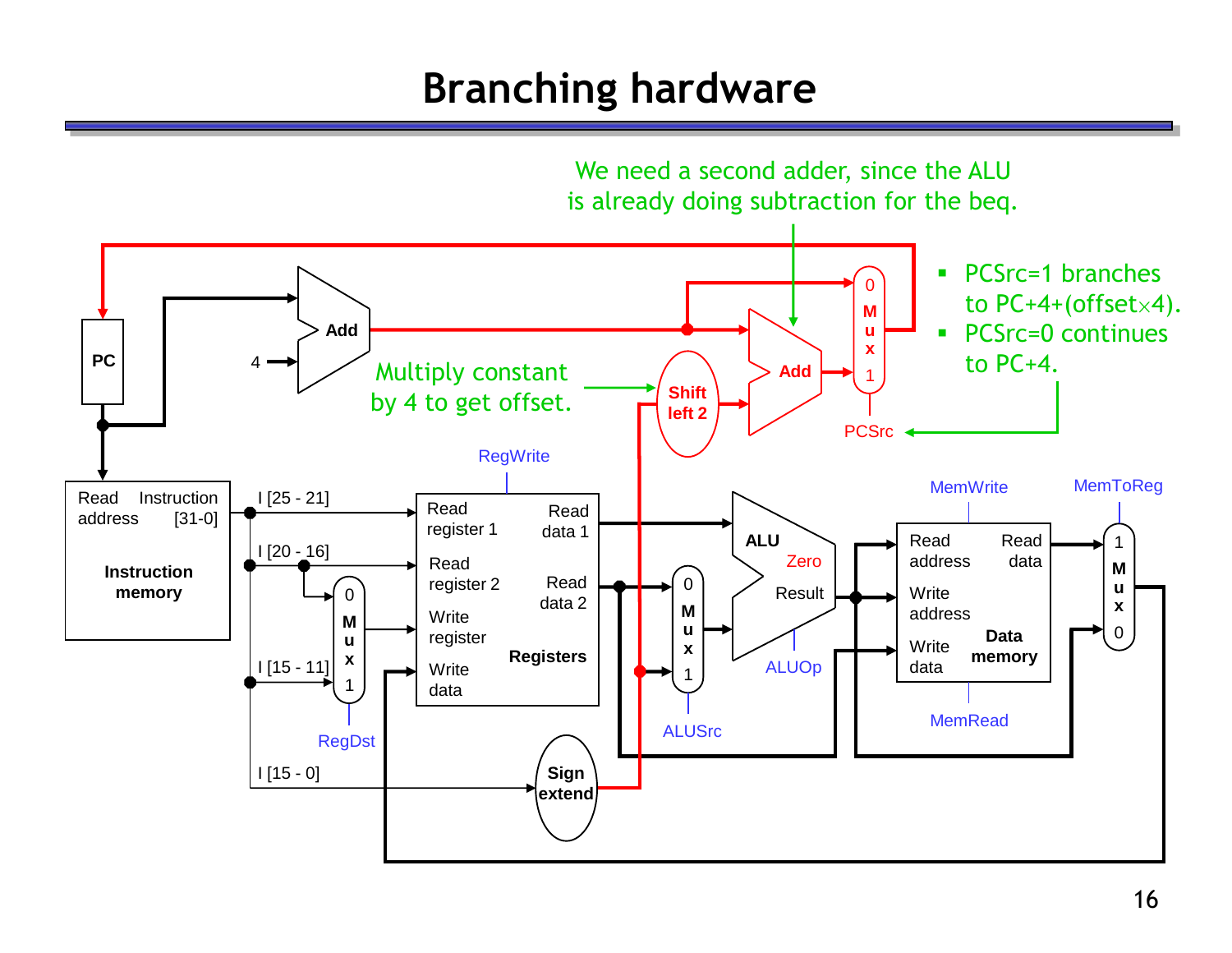# Branching hardware

We need a second adder, since the ALU is already doing subtraction for the beq.

- PCSrc=1 branches to PC+4+(offset×4).
- PCSrc=0 continues to PC+4.

Multiply constant by 4 to get offset.

PC

Add

4

Add

Shift left 2

Mux 0 1

PCSrc

Read address

Instruction [31-0]

Instruction memory

I [25 - 21]

I [20 - 16]

I [15 - 11]

I [15 - 0]

Mux 0 1

RegDst

RegWrite

Read register 1

Read register 2

Write register

Write data

Read data 1

Read data 2

Registers

Sign extend

Mux 0 1

ALUSrc

ALU

Zero

Result

ALUOp

MemWrite

Read address

Write address

Write data

Read data

Data memory

MemRead

MemToReg

Mux 1 0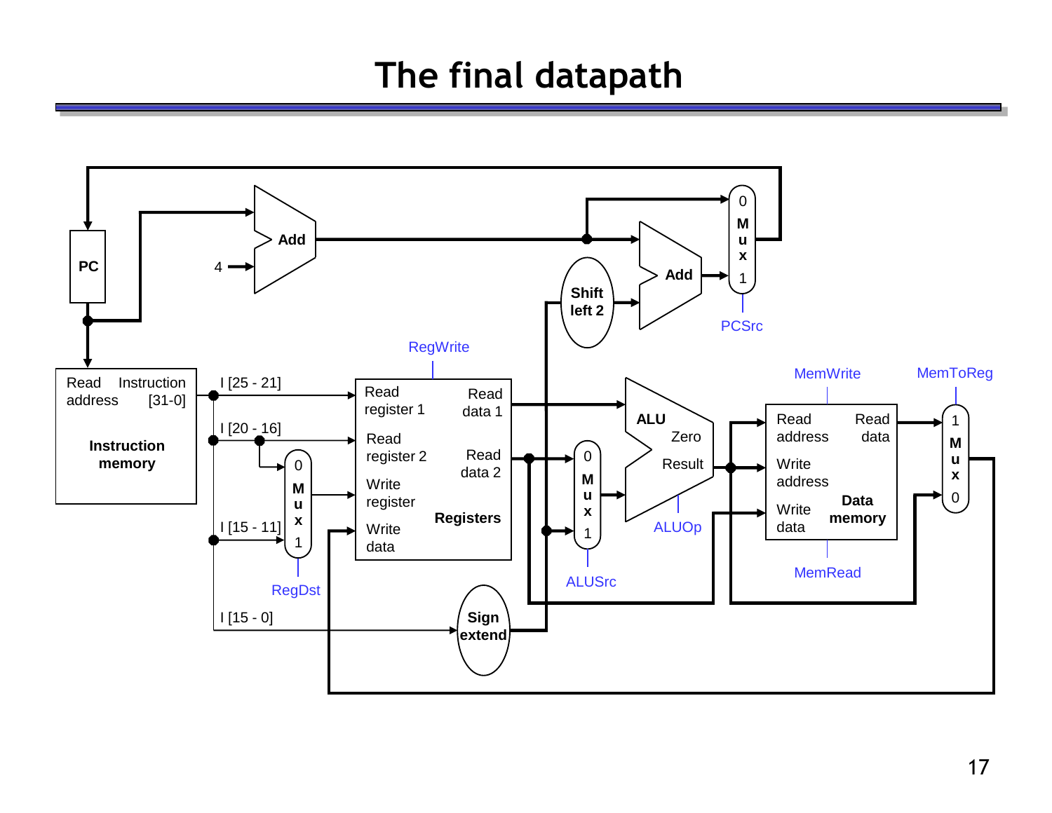# The final datapath

PC

Add

4

Add

Shift left 2

0 Mux 1

PCSrc

Read address Instruction [31-0]

Instruction memory

I [25 - 21]

I [20 - 16]

I [15 - 11]

I [15 - 0]

0 Mux 1

RegDst

RegWrite

Read register 1

Read register 2

Write register

Write data

Read data 1

Read data 2

Registers

Sign extend

0 Mux 1

ALUSrc

ALU

Zero

Result

ALUOp

MemWrite

Read address

Write address

Write data

Read data

Data memory

MemRead

MemToReg

1 Mux 0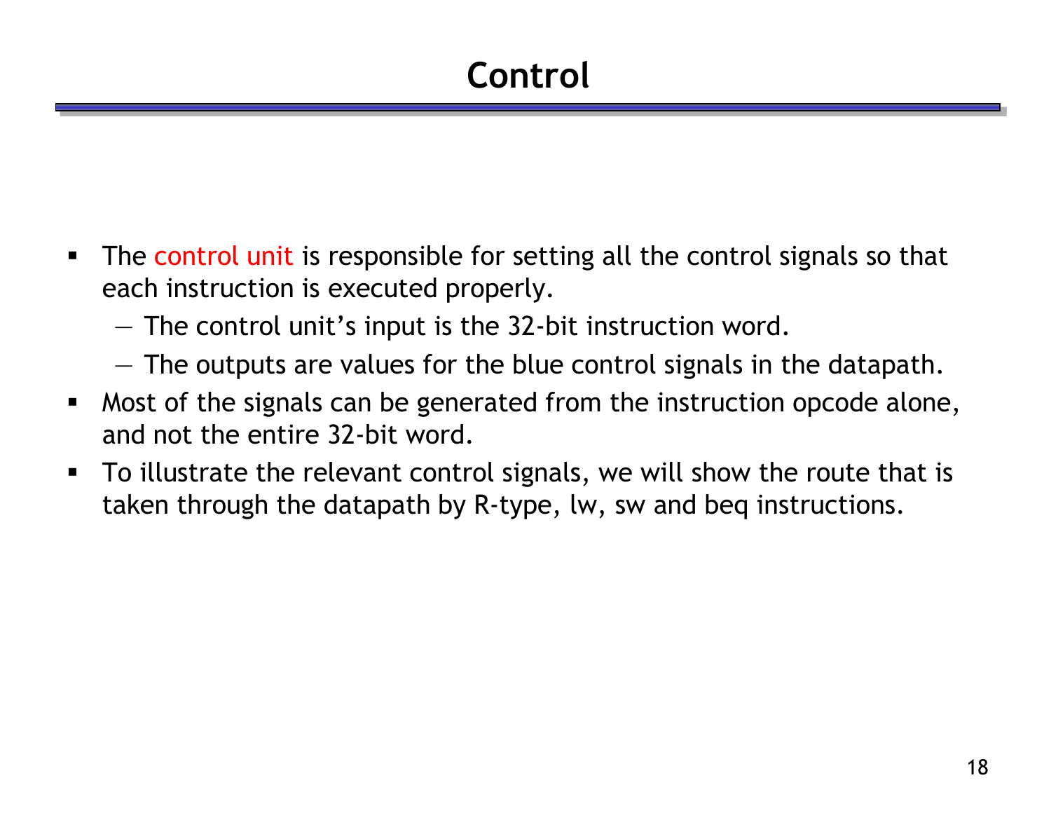# Control

- The control unit is responsible for setting all the control signals so that each instruction is executed properly.
  - The control unit's input is the 32-bit instruction word.
  - The outputs are values for the blue control signals in the datapath.
- Most of the signals can be generated from the instruction opcode alone, and not the entire 32-bit word.
- To illustrate the relevant control signals, we will show the route that is taken through the datapath by R-type, lw, sw and beq instructions.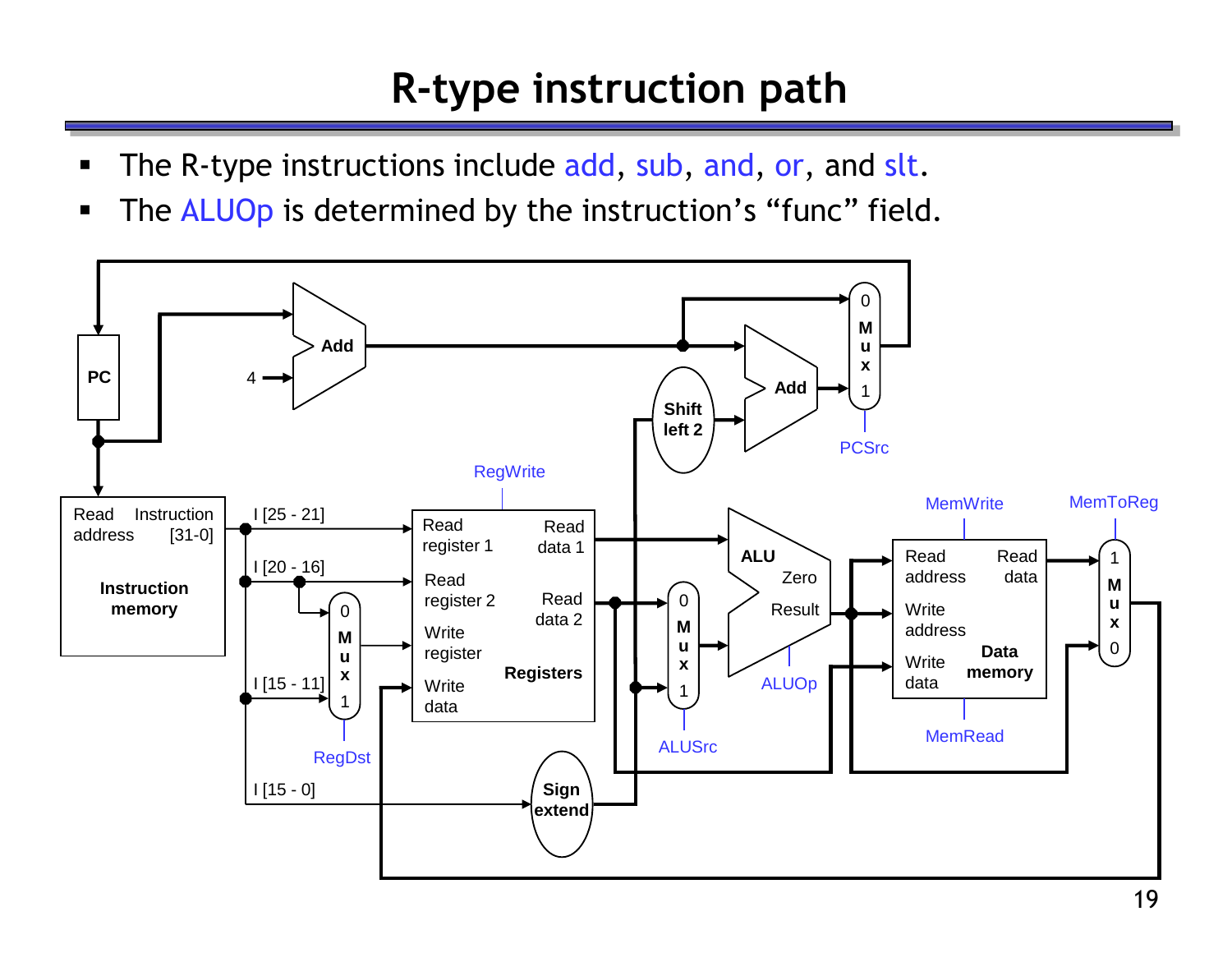# R-type instruction path

- The R-type instructions include add, sub, and, or, and slt.
- The ALUOp is determined by the instruction's "func" field.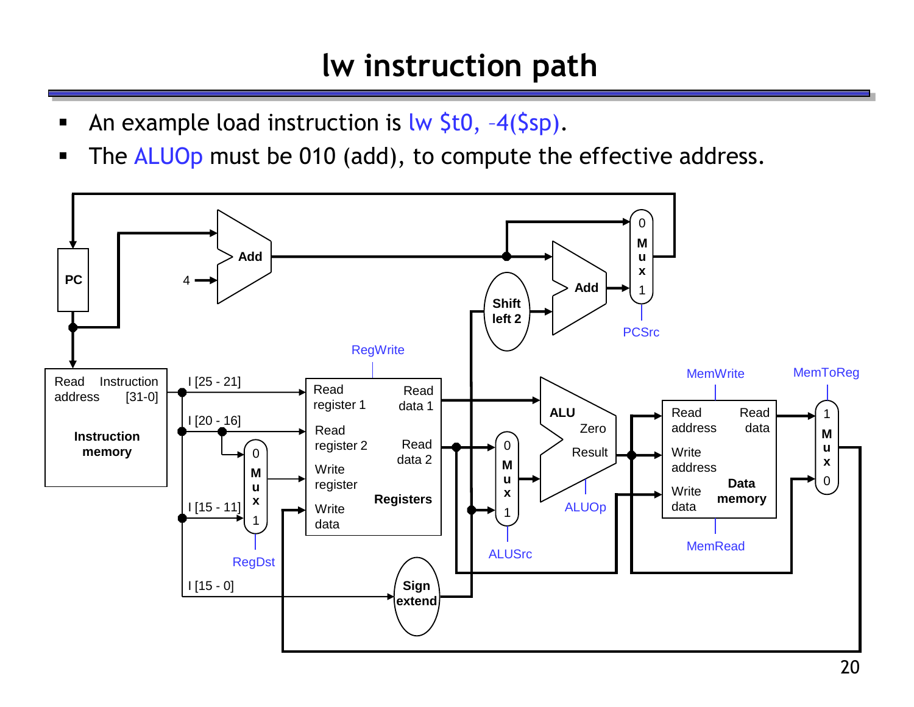# lw instruction path

- An example load instruction is lw $t0, –4($sp).
- The ALUOp must be 010 (add), to compute the effective address.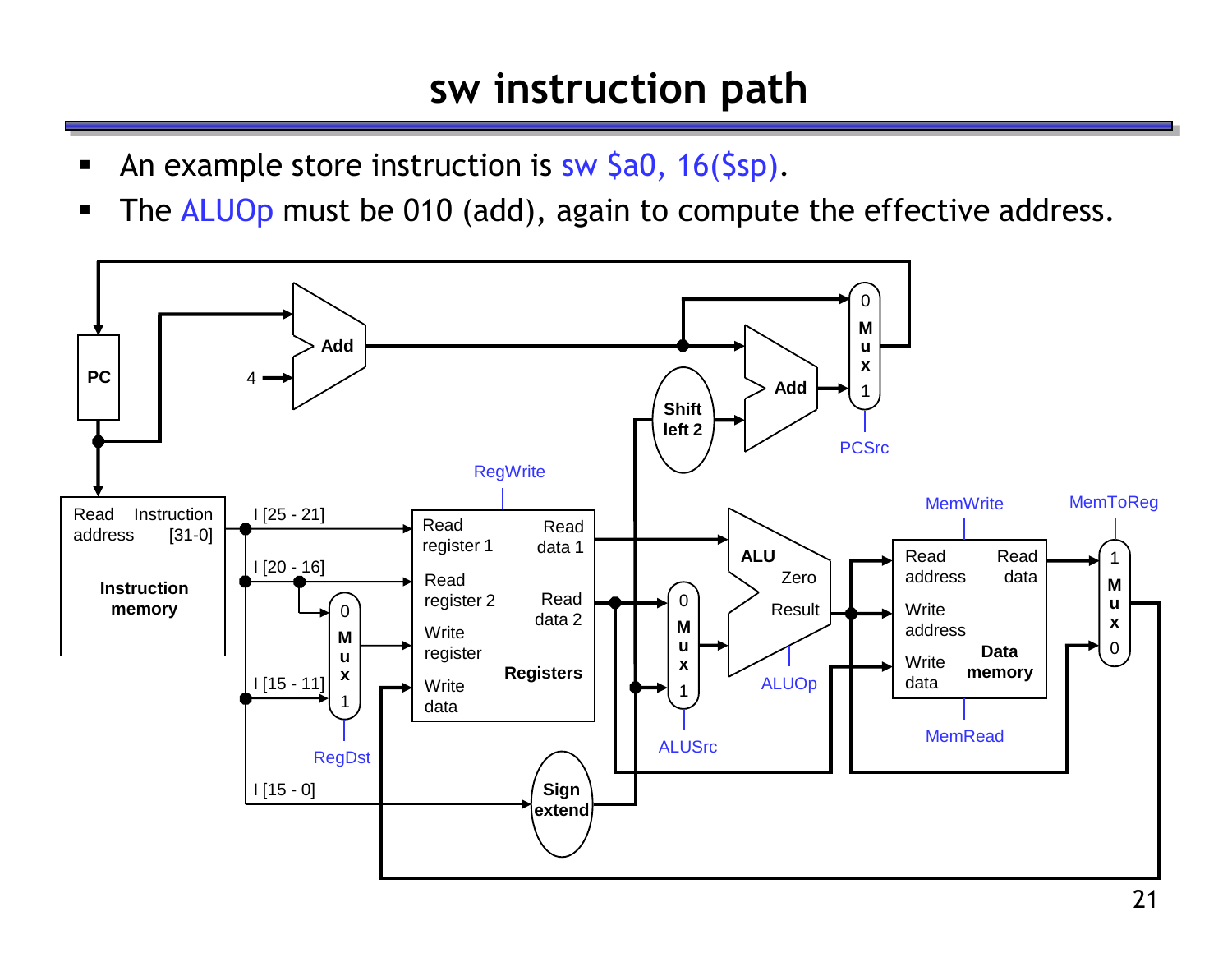# sw instruction path

- An example store instruction is sw $a0, 16($sp).
- The ALUOp must be 010 (add), again to compute the effective address.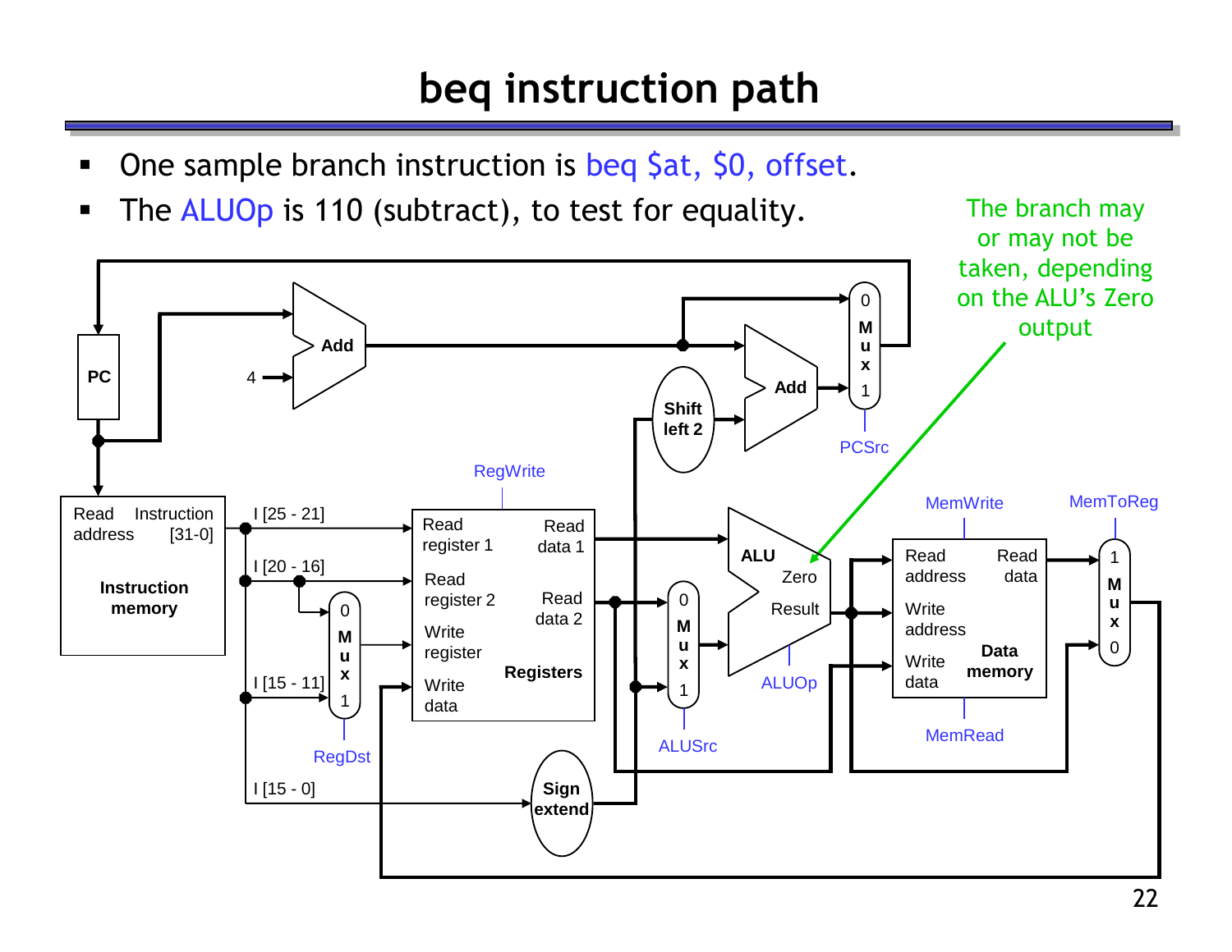# beq instruction path

- One sample branch instruction is beq $at, $0, offset.
- The ALUOp is 110 (subtract), to test for equality.

The branch may or may not be taken, depending on the ALU's Zero output

PC

4

Add

Add

Shift left 2

0 Mux 1

PCSrc

Read address

Instruction [31-0]

Instruction memory

I [25 - 21]

I [20 - 16]

I [15 - 11]

I [15 - 0]

0 Mux 1

RegDst

RegWrite

Read register 1

Read register 2

Write register

Write data

Read data 1

Read data 2

Registers

Sign extend

0 Mux 1

ALUSrc

ALU

Zero

Result

ALUOp

MemWrite

Read address

Write address

Write data

Read data

Data memory

MemRead

MemToReg

1 Mux 0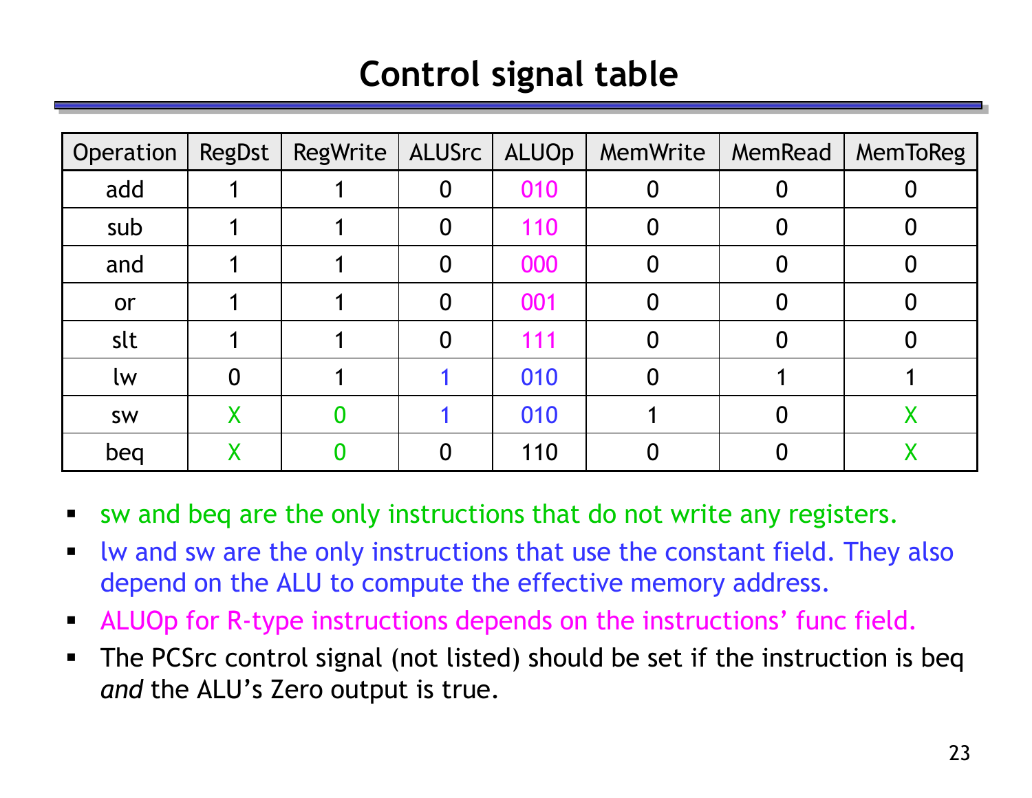# Control signal table

| Operation | RegDst | RegWrite | ALUSrc | ALUOp | MemWrite | MemRead | MemToReg |
|---|---|---|---|---|---|---|---|
| add | 1 | 1 | 0 | 010 | 0 | 0 | 0 |
| sub | 1 | 1 | 0 | 110 | 0 | 0 | 0 |
| and | 1 | 1 | 0 | 000 | 0 | 0 | 0 |
| or | 1 | 1 | 0 | 001 | 0 | 0 | 0 |
| slt | 1 | 1 | 0 | 111 | 0 | 0 | 0 |
| lw | 0 | 1 | 1 | 010 | 0 | 1 | 1 |
| sw | X | 0 | 1 | 010 | 1 | 0 | X |
| beq | X | 0 | 0 | 110 | 0 | 0 | X |

- sw and beq are the only instructions that do not write any registers.
- lw and sw are the only instructions that use the constant field. They also depend on the ALU to compute the effective memory address.
- ALUOp for R-type instructions depends on the instructions' func field.
- The PCSrc control signal (not listed) should be set if the instruction is beq *and* the ALU's Zero output is true.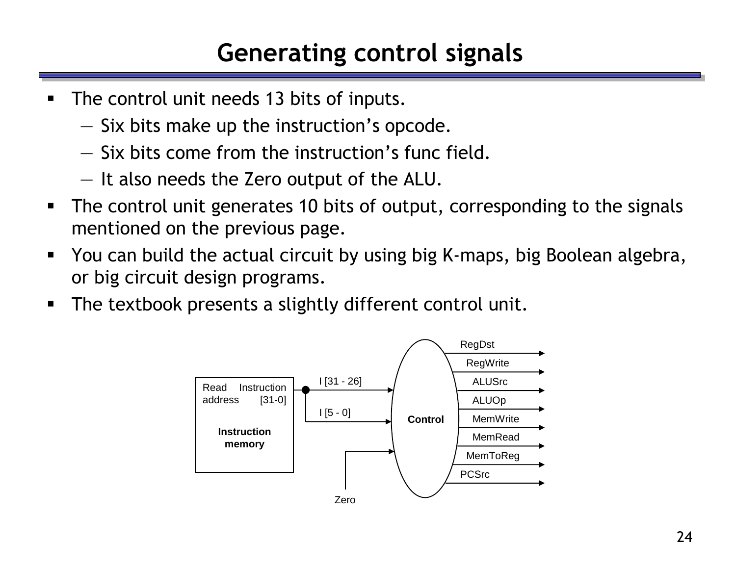# Generating control signals

- The control unit needs 13 bits of inputs.
  - Six bits make up the instruction's opcode.
  - Six bits come from the instruction's func field.
  - It also needs the Zero output of the ALU.
- The control unit generates 10 bits of output, corresponding to the signals mentioned on the previous page.
- You can build the actual circuit by using big K-maps, big Boolean algebra, or big circuit design programs.
- The textbook presents a slightly different control unit.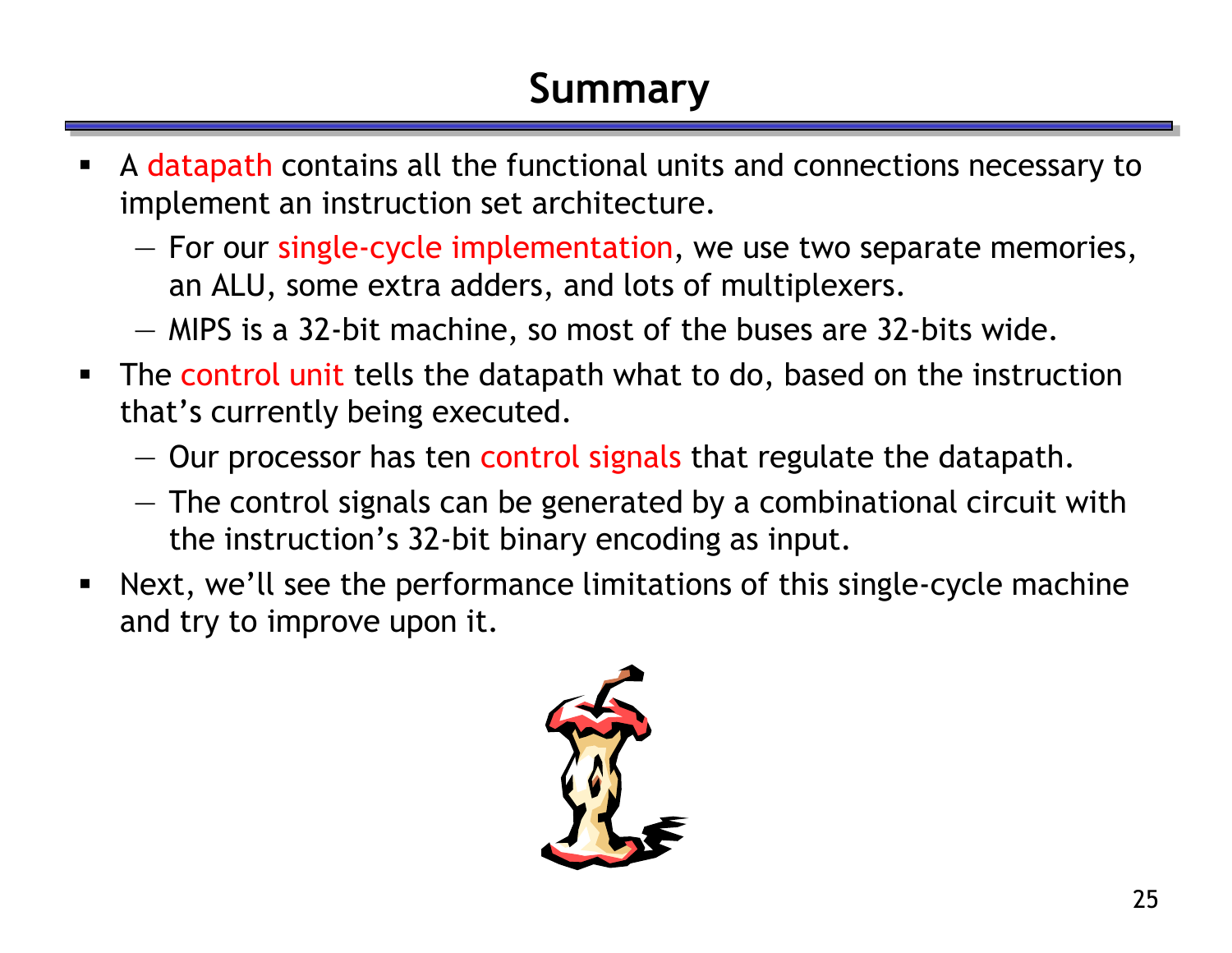# Summary

- A datapath contains all the functional units and connections necessary to implement an instruction set architecture.
  - For our single-cycle implementation, we use two separate memories, an ALU, some extra adders, and lots of multiplexers.
  - MIPS is a 32-bit machine, so most of the buses are 32-bits wide.
- The control unit tells the datapath what to do, based on the instruction that's currently being executed.
  - Our processor has ten control signals that regulate the datapath.
  - The control signals can be generated by a combinational circuit with the instruction's 32-bit binary encoding as input.
- Next, we'll see the performance limitations of this single-cycle machine and try to improve upon it.